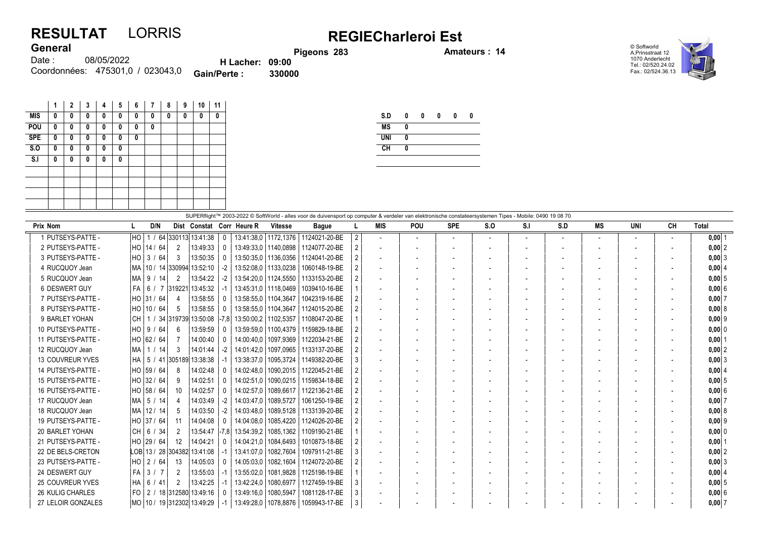# RESULTAT LORRIS

## REGIECharleroi Est

**General**

Date : 08/05/2022

Coordonnées: 475301,0 / 023043,0

**H Lacher: 09:00**

**Gain/Perte : 330000**

**Pigeons 283**

**Amateurs : 14**

© Softworld
A.Prinsstraat 12
1070 Anderlecht
Tel.: 02/520.24.02
Fax.: 02/524.36.13

| | 1 | 2 | 3 | 4 | 5 | 6 | 7 | 8 | 9 | 10 | 11 |
|---|---|---|---|---|---|---|---|---|---|---|---|
| MIS | 0 | 0 | 0 | 0 | 0 | 0 | 0 | 0 | 0 | 0 | 0 |
| POU | 0 | 0 | 0 | 0 | 0 | 0 | 0 | | | | |
| SPE | 0 | 0 | 0 | 0 | 0 | 0 | | | | | |
| S.O | 0 | 0 | 0 | 0 | 0 | | | | | | |
| S.I | 0 | 0 | 0 | 0 | 0 | | | | | | |

| | | | | | |
|---|---|---|---|---|---|
| S.D | 0 | 0 | 0 | 0 | 0 |
| MS | 0 | | | | |
| UNI | 0 | | | | |
| CH | 0 | | | | |

SUPERflight™ 2003-2022 © SoftWorld - alles voor de duivensport op computer & verdeler van elektronische constateersystemen Tipes - Mobile: 0490 19 08 70

| Prix | Nom | L | D/N | Dist | Constat | Corr | Heure R | Vitesse | Bague | L | MIS | POU | SPE | S.O | S.I | S.D | MS | UNI | CH | Total | |
|---|---|---|---|---|---|---|---|---|---|---|---|---|---|---|---|---|---|---|---|---|---|
| 1 | PUTSEYS-PATTE - | HO | 1 / 64 | 330113 | 13:41:38 | 0 | 13:41:38,0 | 1172,1376 | 1124021-20-BE | 2 | - | - | - | - | - | - | - | - | - | 0,00 | 1 |
| 2 | PUTSEYS-PATTE - | HO | 14 / 64 | 2 | 13:49:33 | 0 | 13:49:33,0 | 1140,0898 | 1124077-20-BE | 2 | - | - | - | - | - | - | - | - | - | 0,00 | 2 |
| 3 | PUTSEYS-PATTE - | HO | 3 / 64 | 3 | 13:50:35 | 0 | 13:50:35,0 | 1136,0356 | 1124041-20-BE | 2 | - | - | - | - | - | - | - | - | - | 0,00 | 3 |
| 4 | RUCQUOY Jean | MA | 10 / 14 | 330994 | 13:52:10 | -2 | 13:52:08,0 | 1133,0238 | 1060148-19-BE | 2 | - | - | - | - | - | - | - | - | - | 0,00 | 4 |
| 5 | RUCQUOY Jean | MA | 9 / 14 | 2 | 13:54:22 | -2 | 13:54:20,0 | 1124,5550 | 1133153-20-BE | 2 | - | - | - | - | - | - | - | - | - | 0,00 | 5 |
| 6 | DESWERT GUY | FA | 6 / 7 | 319221 | 13:45:32 | -1 | 13:45:31,0 | 1118,0469 | 1039410-16-BE | 1 | - | - | - | - | - | - | - | - | - | 0,00 | 6 |
| 7 | PUTSEYS-PATTE - | HO | 31 / 64 | 4 | 13:58:55 | 0 | 13:58:55,0 | 1104,3647 | 1042319-16-BE | 2 | - | - | - | - | - | - | - | - | - | 0,00 | 7 |
| 8 | PUTSEYS-PATTE - | HO | 10 / 64 | 5 | 13:58:55 | 0 | 13:58:55,0 | 1104,3647 | 1124015-20-BE | 2 | - | - | - | - | - | - | - | - | - | 0,00 | 8 |
| 9 | BARLET YOHAN | CH | 1 / 34 | 319739 | 13:50:08 | -7,8 | 13:50:00,2 | 1102,5357 | 1108047-20-BE | 1 | - | - | - | - | - | - | - | - | - | 0,00 | 9 |
| 10 | PUTSEYS-PATTE - | HO | 9 / 64 | 6 | 13:59:59 | 0 | 13:59:59,0 | 1100,4379 | 1159829-18-BE | 2 | - | - | - | - | - | - | - | - | - | 0,00 | 0 |
| 11 | PUTSEYS-PATTE - | HO | 62 / 64 | 7 | 14:00:40 | 0 | 14:00:40,0 | 1097,9369 | 1122034-21-BE | 2 | - | - | - | - | - | - | - | - | - | 0,00 | 1 |
| 12 | RUCQUOY Jean | MA | 1 / 14 | 3 | 14:01:44 | -2 | 14:01:42,0 | 1097,0965 | 1133137-20-BE | 2 | - | - | - | - | - | - | - | - | - | 0,00 | 2 |
| 13 | COUVREUR YVES | HA | 5 / 41 | 305189 | 13:38:38 | -1 | 13:38:37,0 | 1095,3724 | 1149382-20-BE | 3 | - | - | - | - | - | - | - | - | - | 0,00 | 3 |
| 14 | PUTSEYS-PATTE - | HO | 59 / 64 | 8 | 14:02:48 | 0 | 14:02:48,0 | 1090,2015 | 1122045-21-BE | 2 | - | - | - | - | - | - | - | - | - | 0,00 | 4 |
| 15 | PUTSEYS-PATTE - | HO | 32 / 64 | 9 | 14:02:51 | 0 | 14:02:51,0 | 1090,0215 | 1159834-18-BE | 2 | - | - | - | - | - | - | - | - | - | 0,00 | 5 |
| 16 | PUTSEYS-PATTE - | HO | 58 / 64 | 10 | 14:02:57 | 0 | 14:02:57,0 | 1089,6617 | 1122136-21-BE | 2 | - | - | - | - | - | - | - | - | - | 0,00 | 6 |
| 17 | RUCQUOY Jean | MA | 5 / 14 | 4 | 14:03:49 | -2 | 14:03:47,0 | 1089,5727 | 1061250-19-BE | 2 | - | - | - | - | - | - | - | - | - | 0,00 | 7 |
| 18 | RUCQUOY Jean | MA | 12 / 14 | 5 | 14:03:50 | -2 | 14:03:48,0 | 1089,5128 | 1133139-20-BE | 2 | - | - | - | - | - | - | - | - | - | 0,00 | 8 |
| 19 | PUTSEYS-PATTE - | HO | 37 / 64 | 11 | 14:04:08 | 0 | 14:04:08,0 | 1085,4220 | 1124026-20-BE | 2 | - | - | - | - | - | - | - | - | - | 0,00 | 9 |
| 20 | BARLET YOHAN | CH | 6 / 34 | 2 | 13:54:47 | -7,8 | 13:54:39,2 | 1085,1362 | 1109190-21-BE | 1 | - | - | - | - | - | - | - | - | - | 0,00 | 0 |
| 21 | PUTSEYS-PATTE - | HO | 29 / 64 | 12 | 14:04:21 | 0 | 14:04:21,0 | 1084,6493 | 1010873-18-BE | 2 | - | - | - | - | - | - | - | - | - | 0,00 | 1 |
| 22 | DE BELS-CRETON | LOB | 13 / 28 | 304382 | 13:41:08 | -1 | 13:41:07,0 | 1082,7604 | 1097911-21-BE | 3 | - | - | - | - | - | - | - | - | - | 0,00 | 2 |
| 23 | PUTSEYS-PATTE - | HO | 2 / 64 | 13 | 14:05:03 | 0 | 14:05:03,0 | 1082,1604 | 1124072-20-BE | 2 | - | - | - | - | - | - | - | - | - | 0,00 | 3 |
| 24 | DESWERT GUY | FA | 3 / 7 | 2 | 13:55:03 | -1 | 13:55:02,0 | 1081,9828 | 1125198-19-BE | 1 | - | - | - | - | - | - | - | - | - | 0,00 | 4 |
| 25 | COUVREUR YVES | HA | 6 / 41 | 2 | 13:42:25 | -1 | 13:42:24,0 | 1080,6977 | 1127459-19-BE | 3 | - | - | - | - | - | - | - | - | - | 0,00 | 5 |
| 26 | KULIG CHARLES | FO | 2 / 18 | 312580 | 13:49:16 | 0 | 13:49:16,0 | 1080,5947 | 1081128-17-BE | 3 | - | - | - | - | - | - | - | - | - | 0,00 | 6 |
| 27 | LELOIR GONZALES | MO | 10 / 19 | 312302 | 13:49:29 | -1 | 13:49:28,0 | 1078,8876 | 1059943-17-BE | 3 | - | - | - | - | - | - | - | - | - | 0,00 | 7 |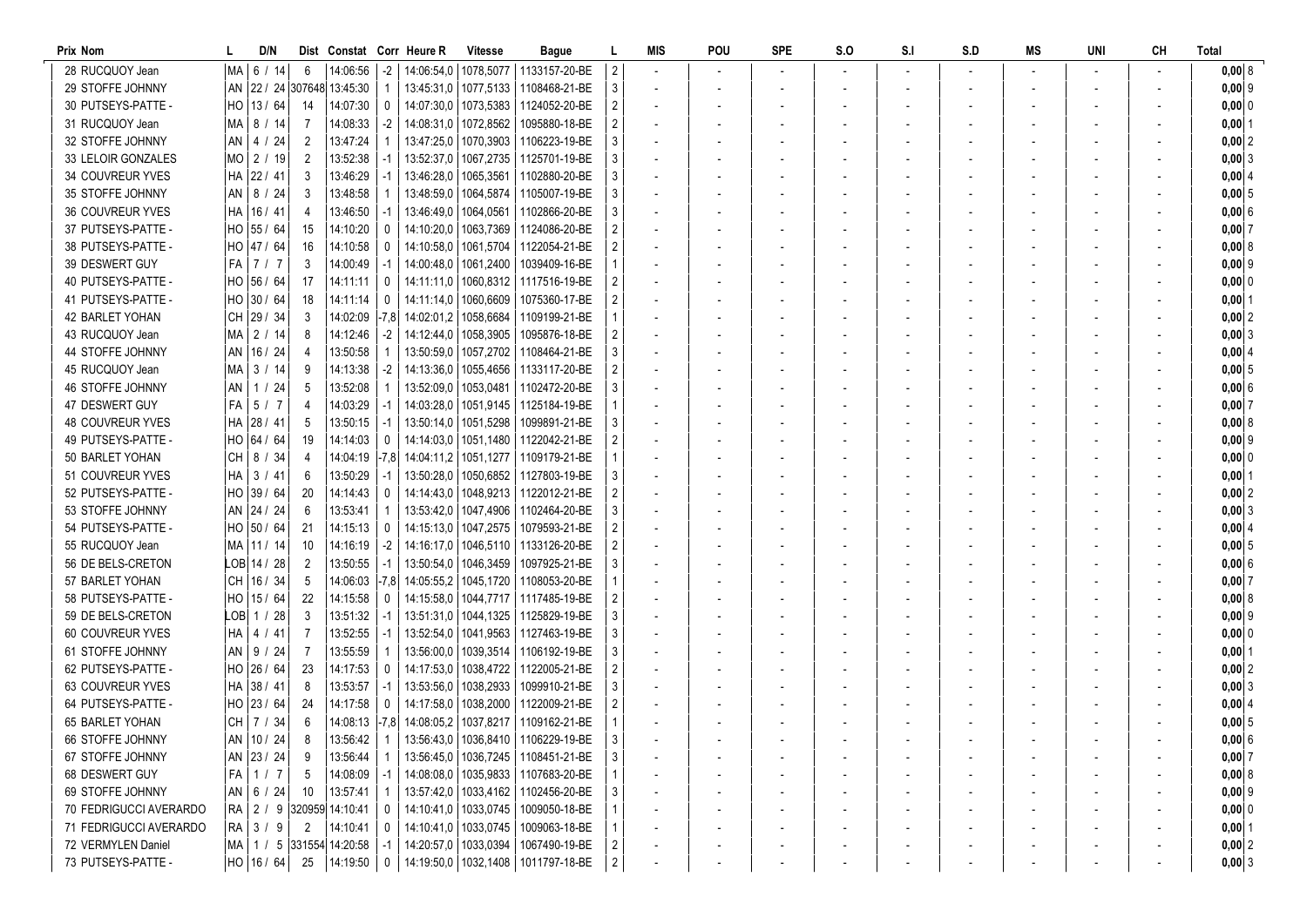| Prix | Nom | L | D/N | Dist | Constat | Corr | Heure R | Vitesse | Bague | L | MIS | POU | SPE | S.O | S.I | S.D | MS | UNI | CH | Total |
|---|---|---|---|---|---|---|---|---|---|---|---|---|---|---|---|---|---|---|---|---|
| 28 | RUCQUOY Jean | MA | 6 / 14 | 6 | 14:06:56 | -2 | 14:06:54,0 | 1078,5077 | 1133157-20-BE | 2 | - | - | - | - | - | - | - | - | - | 0,00 8 |
| 29 | STOFFE JOHNNY | AN | 22 / 24 | 307648 | 13:45:30 | 1 | 13:45:31,0 | 1077,5133 | 1108468-21-BE | 3 | - | - | - | - | - | - | - | - | - | 0,00 9 |
| 30 | PUTSEYS-PATTE - | HO | 13 / 64 | 14 | 14:07:30 | 0 | 14:07:30,0 | 1073,5383 | 1124052-20-BE | 2 | - | - | - | - | - | - | - | - | - | 0,00 0 |
| 31 | RUCQUOY Jean | MA | 8 / 14 | 7 | 14:08:33 | -2 | 14:08:31,0 | 1072,8562 | 1095880-18-BE | 2 | - | - | - | - | - | - | - | - | - | 0,00 1 |
| 32 | STOFFE JOHNNY | AN | 4 / 24 | 2 | 13:47:24 | 1 | 13:47:25,0 | 1070,3903 | 1106223-19-BE | 3 | - | - | - | - | - | - | - | - | - | 0,00 2 |
| 33 | LELOIR GONZALES | MO | 2 / 19 | 2 | 13:52:38 | -1 | 13:52:37,0 | 1067,2735 | 1125701-19-BE | 3 | - | - | - | - | - | - | - | - | - | 0,00 3 |
| 34 | COUVREUR YVES | HA | 22 / 41 | 3 | 13:46:29 | -1 | 13:46:28,0 | 1065,3561 | 1102880-20-BE | 3 | - | - | - | - | - | - | - | - | - | 0,00 4 |
| 35 | STOFFE JOHNNY | AN | 8 / 24 | 3 | 13:48:58 | 1 | 13:48:59,0 | 1064,5874 | 1105007-19-BE | 3 | - | - | - | - | - | - | - | - | - | 0,00 5 |
| 36 | COUVREUR YVES | HA | 16 / 41 | 4 | 13:46:50 | -1 | 13:46:49,0 | 1064,0561 | 1102866-20-BE | 3 | - | - | - | - | - | - | - | - | - | 0,00 6 |
| 37 | PUTSEYS-PATTE - | HO | 55 / 64 | 15 | 14:10:20 | 0 | 14:10:20,0 | 1063,7369 | 1124086-20-BE | 2 | - | - | - | - | - | - | - | - | - | 0,00 7 |
| 38 | PUTSEYS-PATTE - | HO | 47 / 64 | 16 | 14:10:58 | 0 | 14:10:58,0 | 1061,5704 | 1122054-21-BE | 2 | - | - | - | - | - | - | - | - | - | 0,00 8 |
| 39 | DESWERT GUY | FA | 7 / 7 | 3 | 14:00:49 | -1 | 14:00:48,0 | 1061,2400 | 1039409-16-BE | 1 | - | - | - | - | - | - | - | - | - | 0,00 9 |
| 40 | PUTSEYS-PATTE - | HO | 56 / 64 | 17 | 14:11:11 | 0 | 14:11:11,0 | 1060,8312 | 1117516-19-BE | 2 | - | - | - | - | - | - | - | - | - | 0,00 0 |
| 41 | PUTSEYS-PATTE - | HO | 30 / 64 | 18 | 14:11:14 | 0 | 14:11:14,0 | 1060,6609 | 1075360-17-BE | 2 | - | - | - | - | - | - | - | - | - | 0,00 1 |
| 42 | BARLET YOHAN | CH | 29 / 34 | 3 | 14:02:09 | -7,8 | 14:02:01,2 | 1058,6684 | 1109199-21-BE | 1 | - | - | - | - | - | - | - | - | - | 0,00 2 |
| 43 | RUCQUOY Jean | MA | 2 / 14 | 8 | 14:12:46 | -2 | 14:12:44,0 | 1058,3905 | 1095876-18-BE | 2 | - | - | - | - | - | - | - | - | - | 0,00 3 |
| 44 | STOFFE JOHNNY | AN | 16 / 24 | 4 | 13:50:58 | 1 | 13:50:59,0 | 1057,2702 | 1108464-21-BE | 3 | - | - | - | - | - | - | - | - | - | 0,00 4 |
| 45 | RUCQUOY Jean | MA | 3 / 14 | 9 | 14:13:38 | -2 | 14:13:36,0 | 1055,4656 | 1133117-20-BE | 2 | - | - | - | - | - | - | - | - | - | 0,00 5 |
| 46 | STOFFE JOHNNY | AN | 1 / 24 | 5 | 13:52:08 | 1 | 13:52:09,0 | 1053,0481 | 1102472-20-BE | 3 | - | - | - | - | - | - | - | - | - | 0,00 6 |
| 47 | DESWERT GUY | FA | 5 / 7 | 4 | 14:03:29 | -1 | 14:03:28,0 | 1051,9145 | 1125184-19-BE | 1 | - | - | - | - | - | - | - | - | - | 0,00 7 |
| 48 | COUVREUR YVES | HA | 28 / 41 | 5 | 13:50:15 | -1 | 13:50:14,0 | 1051,5298 | 1099891-21-BE | 3 | - | - | - | - | - | - | - | - | - | 0,00 8 |
| 49 | PUTSEYS-PATTE - | HO | 64 / 64 | 19 | 14:14:03 | 0 | 14:14:03,0 | 1051,1480 | 1122042-21-BE | 2 | - | - | - | - | - | - | - | - | - | 0,00 9 |
| 50 | BARLET YOHAN | CH | 8 / 34 | 4 | 14:04:19 | -7,8 | 14:04:11,2 | 1051,1277 | 1109179-21-BE | 1 | - | - | - | - | - | - | - | - | - | 0,00 0 |
| 51 | COUVREUR YVES | HA | 3 / 41 | 6 | 13:50:29 | -1 | 13:50:28,0 | 1050,6852 | 1127803-19-BE | 3 | - | - | - | - | - | - | - | - | - | 0,00 1 |
| 52 | PUTSEYS-PATTE - | HO | 39 / 64 | 20 | 14:14:43 | 0 | 14:14:43,0 | 1048,9213 | 1122012-21-BE | 2 | - | - | - | - | - | - | - | - | - | 0,00 2 |
| 53 | STOFFE JOHNNY | AN | 24 / 24 | 6 | 13:53:41 | 1 | 13:53:42,0 | 1047,4906 | 1102464-20-BE | 3 | - | - | - | - | - | - | - | - | - | 0,00 3 |
| 54 | PUTSEYS-PATTE - | HO | 50 / 64 | 21 | 14:15:13 | 0 | 14:15:13,0 | 1047,2575 | 1079593-21-BE | 2 | - | - | - | - | - | - | - | - | - | 0,00 4 |
| 55 | RUCQUOY Jean | MA | 11 / 14 | 10 | 14:16:19 | -2 | 14:16:17,0 | 1046,5110 | 1133126-20-BE | 2 | - | - | - | - | - | - | - | - | - | 0,00 5 |
| 56 | DE BELS-CRETON | LOB | 14 / 28 | 2 | 13:50:55 | -1 | 13:50:54,0 | 1046,3459 | 1097925-21-BE | 3 | - | - | - | - | - | - | - | - | - | 0,00 6 |
| 57 | BARLET YOHAN | CH | 16 / 34 | 5 | 14:06:03 | -7,8 | 14:05:55,2 | 1045,1720 | 1108053-20-BE | 1 | - | - | - | - | - | - | - | - | - | 0,00 7 |
| 58 | PUTSEYS-PATTE - | HO | 15 / 64 | 22 | 14:15:58 | 0 | 14:15:58,0 | 1044,7717 | 1117485-19-BE | 2 | - | - | - | - | - | - | - | - | - | 0,00 8 |
| 59 | DE BELS-CRETON | LOB | 1 / 28 | 3 | 13:51:32 | -1 | 13:51:31,0 | 1044,1325 | 1125829-19-BE | 3 | - | - | - | - | - | - | - | - | - | 0,00 9 |
| 60 | COUVREUR YVES | HA | 4 / 41 | 7 | 13:52:55 | -1 | 13:52:54,0 | 1041,9563 | 1127463-19-BE | 3 | - | - | - | - | - | - | - | - | - | 0,00 0 |
| 61 | STOFFE JOHNNY | AN | 9 / 24 | 7 | 13:55:59 | 1 | 13:56:00,0 | 1039,3514 | 1106192-19-BE | 3 | - | - | - | - | - | - | - | - | - | 0,00 1 |
| 62 | PUTSEYS-PATTE - | HO | 26 / 64 | 23 | 14:17:53 | 0 | 14:17:53,0 | 1038,4722 | 1122005-21-BE | 2 | - | - | - | - | - | - | - | - | - | 0,00 2 |
| 63 | COUVREUR YVES | HA | 38 / 41 | 8 | 13:53:57 | -1 | 13:53:56,0 | 1038,2933 | 1099910-21-BE | 3 | - | - | - | - | - | - | - | - | - | 0,00 3 |
| 64 | PUTSEYS-PATTE - | HO | 23 / 64 | 24 | 14:17:58 | 0 | 14:17:58,0 | 1038,2000 | 1122009-21-BE | 2 | - | - | - | - | - | - | - | - | - | 0,00 4 |
| 65 | BARLET YOHAN | CH | 7 / 34 | 6 | 14:08:13 | -7,8 | 14:08:05,2 | 1037,8217 | 1109162-21-BE | 1 | - | - | - | - | - | - | - | - | - | 0,00 5 |
| 66 | STOFFE JOHNNY | AN | 10 / 24 | 8 | 13:56:42 | 1 | 13:56:43,0 | 1036,8410 | 1106229-19-BE | 3 | - | - | - | - | - | - | - | - | - | 0,00 6 |
| 67 | STOFFE JOHNNY | AN | 23 / 24 | 9 | 13:56:44 | 1 | 13:56:45,0 | 1036,7245 | 1108451-21-BE | 3 | - | - | - | - | - | - | - | - | - | 0,00 7 |
| 68 | DESWERT GUY | FA | 1 / 7 | 5 | 14:08:09 | -1 | 14:08:08,0 | 1035,9833 | 1107683-20-BE | 1 | - | - | - | - | - | - | - | - | - | 0,00 8 |
| 69 | STOFFE JOHNNY | AN | 6 / 24 | 10 | 13:57:41 | 1 | 13:57:42,0 | 1033,4162 | 1102456-20-BE | 3 | - | - | - | - | - | - | - | - | - | 0,00 9 |
| 70 | FEDRIGUCCI AVERARDO | RA | 2 / 9 | 320959 | 14:10:41 | 0 | 14:10:41,0 | 1033,0745 | 1009050-18-BE | 1 | - | - | - | - | - | - | - | - | - | 0,00 0 |
| 71 | FEDRIGUCCI AVERARDO | RA | 3 / 9 | 2 | 14:10:41 | 0 | 14:10:41,0 | 1033,0745 | 1009063-18-BE | 1 | - | - | - | - | - | - | - | - | - | 0,00 1 |
| 72 | VERMYLEN Daniel | MA | 1 / 5 | 331554 | 14:20:58 | -1 | 14:20:57,0 | 1033,0394 | 1067490-19-BE | 2 | - | - | - | - | - | - | - | - | - | 0,00 2 |
| 73 | PUTSEYS-PATTE - | HO | 16 / 64 | 25 | 14:19:50 | 0 | 14:19:50,0 | 1032,1408 | 1011797-18-BE | 2 | - | - | - | - | - | - | - | - | - | 0,00 3 |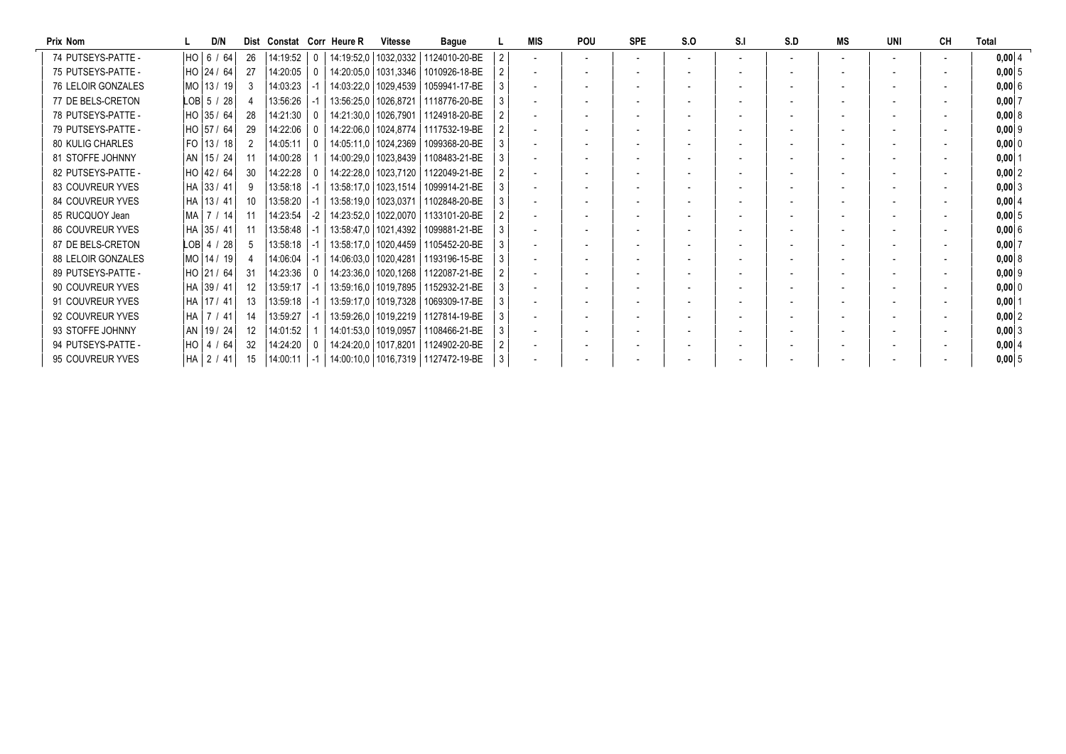| Prix | Nom | L | D/N | Dist | Constat | Corr | Heure R | Vitesse | Bague | L | MIS | POU | SPE | S.O | S.I | S.D | MS | UNI | CH | Total | |
|---|---|---|---|---|---|---|---|---|---|---|---|---|---|---|---|---|---|---|---|---|---|
| 74 | PUTSEYS-PATTE - | HO | 6 / 64 | 26 | 14:19:52 | 0 | 14:19:52,0 | 1032,0332 | 1124010-20-BE | 2 | - | - | - | - | - | - | - | - | - | 0,00 | 4 |
| 75 | PUTSEYS-PATTE - | HO | 24 / 64 | 27 | 14:20:05 | 0 | 14:20:05,0 | 1031,3346 | 1010926-18-BE | 2 | - | - | - | - | - | - | - | - | - | 0,00 | 5 |
| 76 | LELOIR GONZALES | MO | 13 / 19 | 3 | 14:03:23 | -1 | 14:03:22,0 | 1029,4539 | 1059941-17-BE | 3 | - | - | - | - | - | - | - | - | - | 0,00 | 6 |
| 77 | DE BELS-CRETON | LOB | 5 / 28 | 4 | 13:56:26 | -1 | 13:56:25,0 | 1026,8721 | 1118776-20-BE | 3 | - | - | - | - | - | - | - | - | - | 0,00 | 7 |
| 78 | PUTSEYS-PATTE - | HO | 35 / 64 | 28 | 14:21:30 | 0 | 14:21:30,0 | 1026,7901 | 1124918-20-BE | 2 | - | - | - | - | - | - | - | - | - | 0,00 | 8 |
| 79 | PUTSEYS-PATTE - | HO | 57 / 64 | 29 | 14:22:06 | 0 | 14:22:06,0 | 1024,8774 | 1117532-19-BE | 2 | - | - | - | - | - | - | - | - | - | 0,00 | 9 |
| 80 | KULIG CHARLES | FO | 13 / 18 | 2 | 14:05:11 | 0 | 14:05:11,0 | 1024,2369 | 1099368-20-BE | 3 | - | - | - | - | - | - | - | - | - | 0,00 | 0 |
| 81 | STOFFE JOHNNY | AN | 15 / 24 | 11 | 14:00:28 | 1 | 14:00:29,0 | 1023,8439 | 1108483-21-BE | 3 | - | - | - | - | - | - | - | - | - | 0,00 | 1 |
| 82 | PUTSEYS-PATTE - | HO | 42 / 64 | 30 | 14:22:28 | 0 | 14:22:28,0 | 1023,7120 | 1122049-21-BE | 2 | - | - | - | - | - | - | - | - | - | 0,00 | 2 |
| 83 | COUVREUR YVES | HA | 33 / 41 | 9 | 13:58:18 | -1 | 13:58:17,0 | 1023,1514 | 1099914-21-BE | 3 | - | - | - | - | - | - | - | - | - | 0,00 | 3 |
| 84 | COUVREUR YVES | HA | 13 / 41 | 10 | 13:58:20 | -1 | 13:58:19,0 | 1023,0371 | 1102848-20-BE | 3 | - | - | - | - | - | - | - | - | - | 0,00 | 4 |
| 85 | RUCQUOY Jean | MA | 7 / 14 | 11 | 14:23:54 | -2 | 14:23:52,0 | 1022,0070 | 1133101-20-BE | 2 | - | - | - | - | - | - | - | - | - | 0,00 | 5 |
| 86 | COUVREUR YVES | HA | 35 / 41 | 11 | 13:58:48 | -1 | 13:58:47,0 | 1021,4392 | 1099881-21-BE | 3 | - | - | - | - | - | - | - | - | - | 0,00 | 6 |
| 87 | DE BELS-CRETON | LOB | 4 / 28 | 5 | 13:58:18 | -1 | 13:58:17,0 | 1020,4459 | 1105452-20-BE | 3 | - | - | - | - | - | - | - | - | - | 0,00 | 7 |
| 88 | LELOIR GONZALES | MO | 14 / 19 | 4 | 14:06:04 | -1 | 14:06:03,0 | 1020,4281 | 1193196-15-BE | 3 | - | - | - | - | - | - | - | - | - | 0,00 | 8 |
| 89 | PUTSEYS-PATTE - | HO | 21 / 64 | 31 | 14:23:36 | 0 | 14:23:36,0 | 1020,1268 | 1122087-21-BE | 2 | - | - | - | - | - | - | - | - | - | 0,00 | 9 |
| 90 | COUVREUR YVES | HA | 39 / 41 | 12 | 13:59:17 | -1 | 13:59:16,0 | 1019,7895 | 1152932-21-BE | 3 | - | - | - | - | - | - | - | - | - | 0,00 | 0 |
| 91 | COUVREUR YVES | HA | 17 / 41 | 13 | 13:59:18 | -1 | 13:59:17,0 | 1019,7328 | 1069309-17-BE | 3 | - | - | - | - | - | - | - | - | - | 0,00 | 1 |
| 92 | COUVREUR YVES | HA | 7 / 41 | 14 | 13:59:27 | -1 | 13:59:26,0 | 1019,2219 | 1127814-19-BE | 3 | - | - | - | - | - | - | - | - | - | 0,00 | 2 |
| 93 | STOFFE JOHNNY | AN | 19 / 24 | 12 | 14:01:52 | 1 | 14:01:53,0 | 1019,0957 | 1108466-21-BE | 3 | - | - | - | - | - | - | - | - | - | 0,00 | 3 |
| 94 | PUTSEYS-PATTE - | HO | 4 / 64 | 32 | 14:24:20 | 0 | 14:24:20,0 | 1017,8201 | 1124902-20-BE | 2 | - | - | - | - | - | - | - | - | - | 0,00 | 4 |
| 95 | COUVREUR YVES | HA | 2 / 41 | 15 | 14:00:11 | -1 | 14:00:10,0 | 1016,7319 | 1127472-19-BE | 3 | - | - | - | - | - | - | - | - | - | 0,00 | 5 |